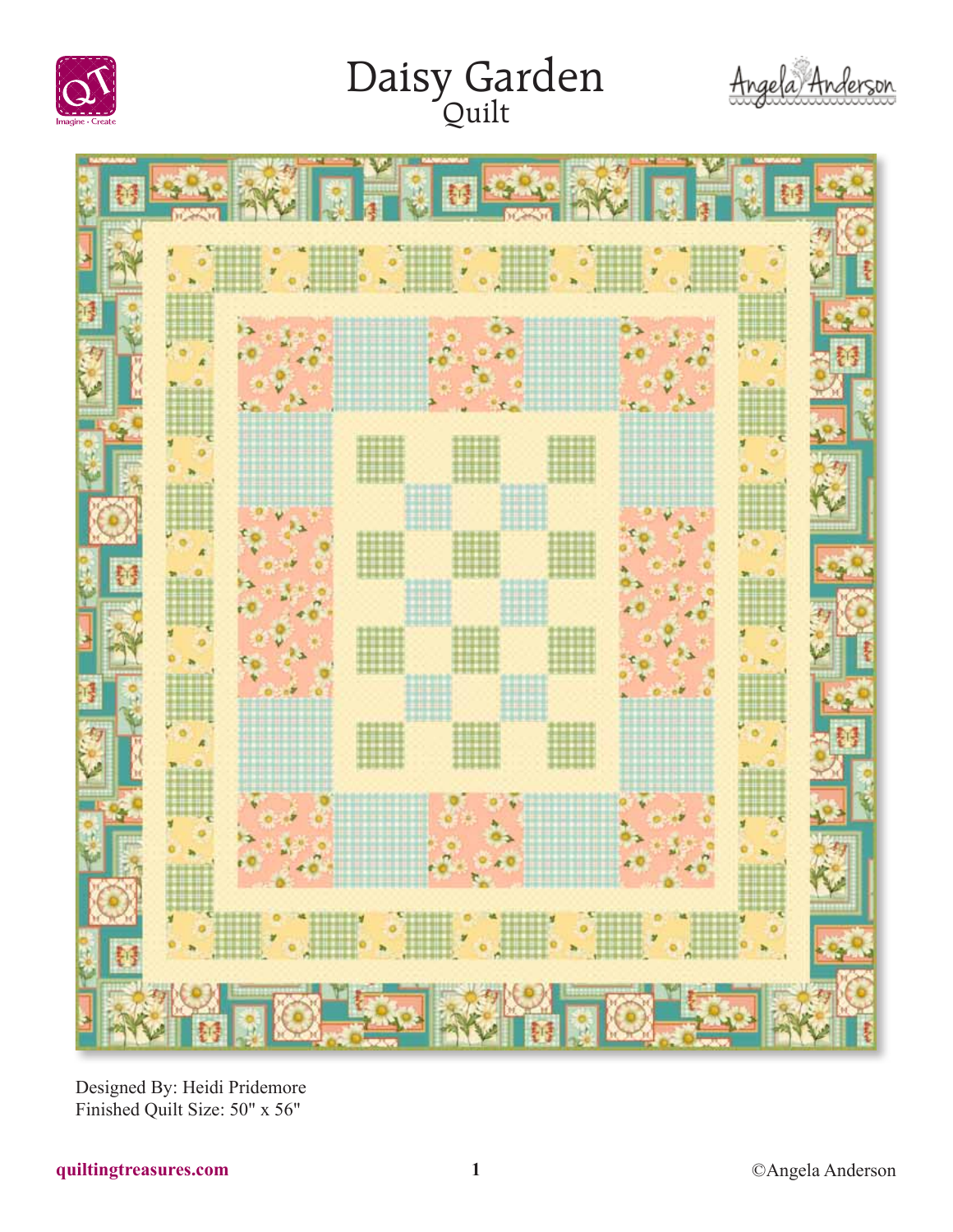# Daisy Garden
## Quilt

Designed By: Heidi Pridemore
Finished Quilt Size: 50" x 56"

quiltingtreasures.com

©Angela Anderson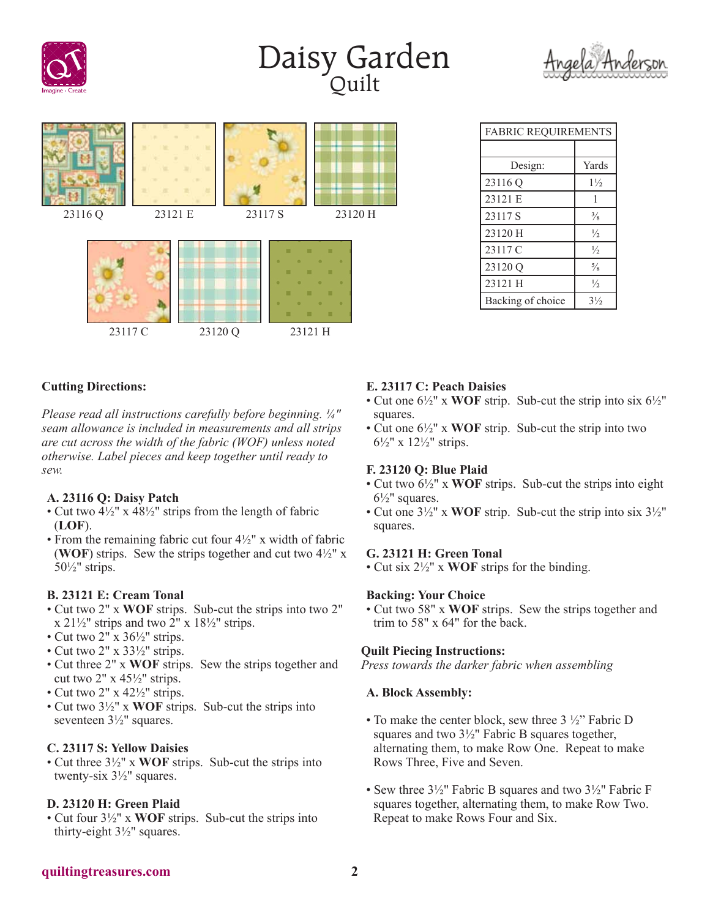# Daisy Garden

## Quilt

Angela Anderson

23116 Q    23121 E    23117 S    23120 H

23117 C    23120 Q    23121 H

| FABRIC REQUIREMENTS | |
|---|---|
| | |
| Design: | Yards |
| 23116 Q | 1½ |
| 23121 E | 1 |
| 23117 S | ⅜ |
| 23120 H | ½ |
| 23117 C | ½ |
| 23120 Q | ⅝ |
| 23121 H | ½ |
| Backing of choice | 3½ |

**Cutting Directions:**

*Please read all instructions carefully before beginning. ¼" seam allowance is included in measurements and all strips are cut across the width of the fabric (WOF) unless noted otherwise. Label pieces and keep together until ready to sew.*

**A. 23116 Q: Daisy Patch**
- Cut two 4½" x 48½" strips from the length of fabric (**LOF**).
- From the remaining fabric cut four 4½" x width of fabric (**WOF**) strips. Sew the strips together and cut two 4½" x 50½" strips.

**B. 23121 E: Cream Tonal**
- Cut two 2" x **WOF** strips. Sub-cut the strips into two 2" x 21½" strips and two 2" x 18½" strips.
- Cut two 2" x 36½" strips.
- Cut two 2" x 33½" strips.
- Cut three 2" x **WOF** strips. Sew the strips together and cut two 2" x 45½" strips.
- Cut two 2" x 42½" strips.
- Cut two 3½" x **WOF** strips. Sub-cut the strips into seventeen 3½" squares.

**C. 23117 S: Yellow Daisies**
- Cut three 3½" x **WOF** strips. Sub-cut the strips into twenty-six 3½" squares.

**D. 23120 H: Green Plaid**
- Cut four 3½" x **WOF** strips. Sub-cut the strips into thirty-eight 3½" squares.

**E. 23117 C: Peach Daisies**
- Cut one 6½" x **WOF** strip. Sub-cut the strip into six 6½" squares.
- Cut one 6½" x **WOF** strip. Sub-cut the strip into two 6½" x 12½" strips.

**F. 23120 Q: Blue Plaid**
- Cut two 6½" x **WOF** strips. Sub-cut the strips into eight 6½" squares.
- Cut one 3½" x **WOF** strip. Sub-cut the strip into six 3½" squares.

**G. 23121 H: Green Tonal**
- Cut six 2½" x **WOF** strips for the binding.

**Backing: Your Choice**
- Cut two 58" x **WOF** strips. Sew the strips together and trim to 58" x 64" for the back.

**Quilt Piecing Instructions:**

*Press towards the darker fabric when assembling*

**A. Block Assembly:**

- To make the center block, sew three 3 ½" Fabric D squares and two 3½" Fabric B squares together, alternating them, to make Row One. Repeat to make Rows Three, Five and Seven.

- Sew three 3½" Fabric B squares and two 3½" Fabric F squares together, alternating them, to make Row Two. Repeat to make Rows Four and Six.

quiltingtreasures.com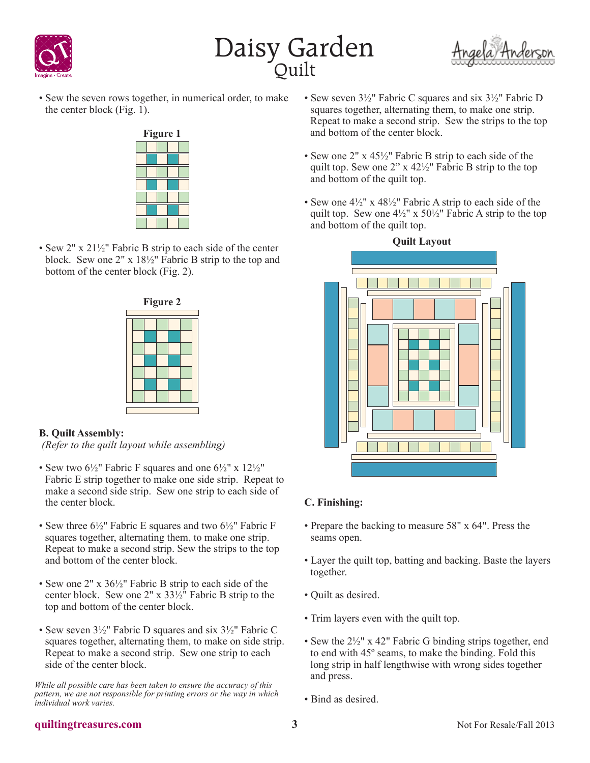- Sew the seven rows together, in numerical order, to make the center block (Fig. 1).

**Figure 1**

- Sew 2" x 21½" Fabric B strip to each side of the center block. Sew one 2" x 18½" Fabric B strip to the top and bottom of the center block (Fig. 2).

**Figure 2**

## B. Quilt Assembly:

*(Refer to the quilt layout while assembling)*

- Sew two 6½" Fabric F squares and one 6½" x 12½" Fabric E strip together to make one side strip. Repeat to make a second side strip. Sew one strip to each side of the center block.

- Sew three 6½" Fabric E squares and two 6½" Fabric F squares together, alternating them, to make one strip. Repeat to make a second strip. Sew the strips to the top and bottom of the center block.

- Sew one 2" x 36½" Fabric B strip to each side of the center block. Sew one 2" x 33½" Fabric B strip to the top and bottom of the center block.

- Sew seven 3½" Fabric D squares and six 3½" Fabric C squares together, alternating them, to make on side strip. Repeat to make a second strip. Sew one strip to each side of the center block.

*While all possible care has been taken to ensure the accuracy of this pattern, we are not responsible for printing errors or the way in which individual work varies.*

- Sew seven 3½" Fabric C squares and six 3½" Fabric D squares together, alternating them, to make one strip. Repeat to make a second strip. Sew the strips to the top and bottom of the center block.

- Sew one 2" x 45½" Fabric B strip to each side of the quilt top. Sew one 2" x 42½" Fabric B strip to the top and bottom of the quilt top.

- Sew one 4½" x 48½" Fabric A strip to each side of the quilt top. Sew one 4½" x 50½" Fabric A strip to the top and bottom of the quilt top.

**Quilt Layout**

## C. Finishing:

- Prepare the backing to measure 58" x 64". Press the seams open.

- Layer the quilt top, batting and backing. Baste the layers together.

- Quilt as desired.

- Trim layers even with the quilt top.

- Sew the 2½" x 42" Fabric G binding strips together, end to end with 45º seams, to make the binding. Fold this long strip in half lengthwise with wrong sides together and press.

- Bind as desired.